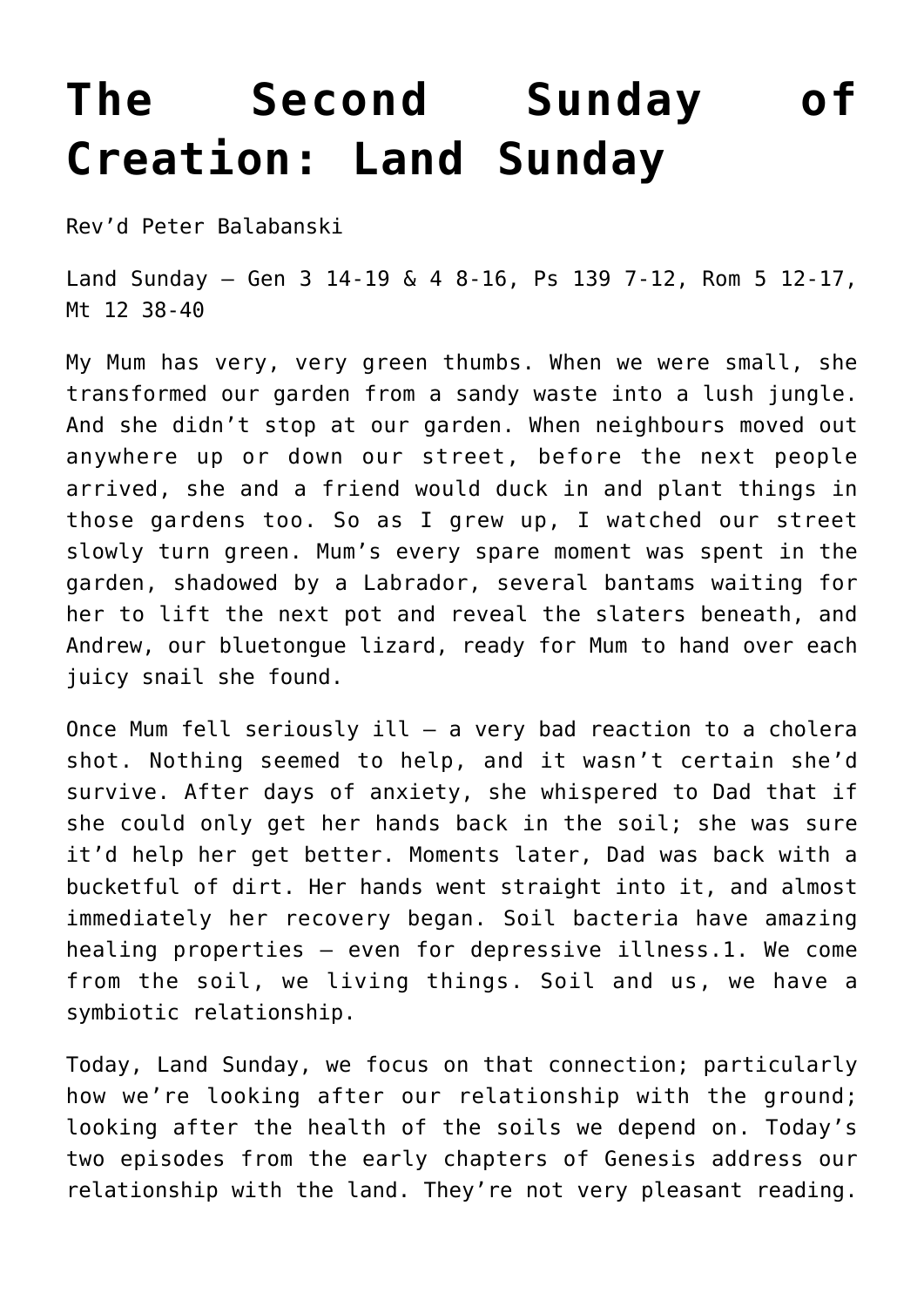# The Second Sunday of Creation: Land Sunday

Rev'd Peter Balabanski

Land Sunday – Gen 3 14-19 & 4 8-16, Ps 139 7-12, Rom 5 12-17, Mt 12 38-40

My Mum has very, very green thumbs. When we were small, she transformed our garden from a sandy waste into a lush jungle. And she didn't stop at our garden. When neighbours moved out anywhere up or down our street, before the next people arrived, she and a friend would duck in and plant things in those gardens too. So as I grew up, I watched our street slowly turn green. Mum's every spare moment was spent in the garden, shadowed by a Labrador, several bantams waiting for her to lift the next pot and reveal the slaters beneath, and Andrew, our bluetongue lizard, ready for Mum to hand over each juicy snail she found.

Once Mum fell seriously ill – a very bad reaction to a cholera shot. Nothing seemed to help, and it wasn't certain she'd survive. After days of anxiety, she whispered to Dad that if she could only get her hands back in the soil; she was sure it'd help her get better. Moments later, Dad was back with a bucketful of dirt. Her hands went straight into it, and almost immediately her recovery began. Soil bacteria have amazing healing properties – even for depressive illness.1. We come from the soil, we living things. Soil and us, we have a symbiotic relationship.

Today, Land Sunday, we focus on that connection; particularly how we're looking after our relationship with the ground; looking after the health of the soils we depend on. Today's two episodes from the early chapters of Genesis address our relationship with the land. They're not very pleasant reading.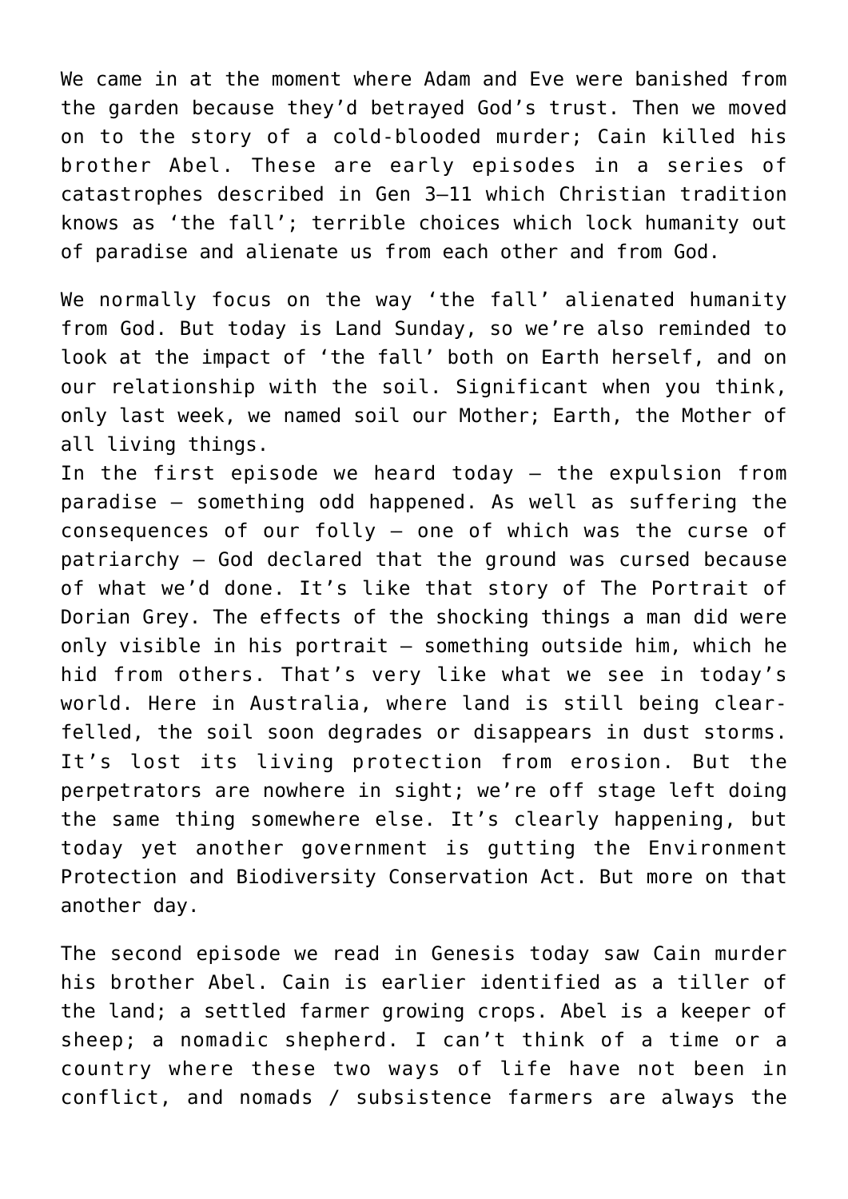We came in at the moment where Adam and Eve were banished from the garden because they'd betrayed God's trust. Then we moved on to the story of a cold-blooded murder; Cain killed his brother Abel. These are early episodes in a series of catastrophes described in Gen 3–11 which Christian tradition knows as 'the fall'; terrible choices which lock humanity out of paradise and alienate us from each other and from God.

We normally focus on the way 'the fall' alienated humanity from God. But today is Land Sunday, so we're also reminded to look at the impact of 'the fall' both on Earth herself, and on our relationship with the soil. Significant when you think, only last week, we named soil our Mother; Earth, the Mother of all living things.
In the first episode we heard today – the expulsion from paradise – something odd happened. As well as suffering the consequences of our folly – one of which was the curse of patriarchy – God declared that the ground was cursed because of what we'd done. It's like that story of The Portrait of Dorian Grey. The effects of the shocking things a man did were only visible in his portrait – something outside him, which he hid from others. That's very like what we see in today's world. Here in Australia, where land is still being clear-felled, the soil soon degrades or disappears in dust storms. It's lost its living protection from erosion. But the perpetrators are nowhere in sight; we're off stage left doing the same thing somewhere else. It's clearly happening, but today yet another government is gutting the Environment Protection and Biodiversity Conservation Act. But more on that another day.

The second episode we read in Genesis today saw Cain murder his brother Abel. Cain is earlier identified as a tiller of the land; a settled farmer growing crops. Abel is a keeper of sheep; a nomadic shepherd. I can't think of a time or a country where these two ways of life have not been in conflict, and nomads / subsistence farmers are always the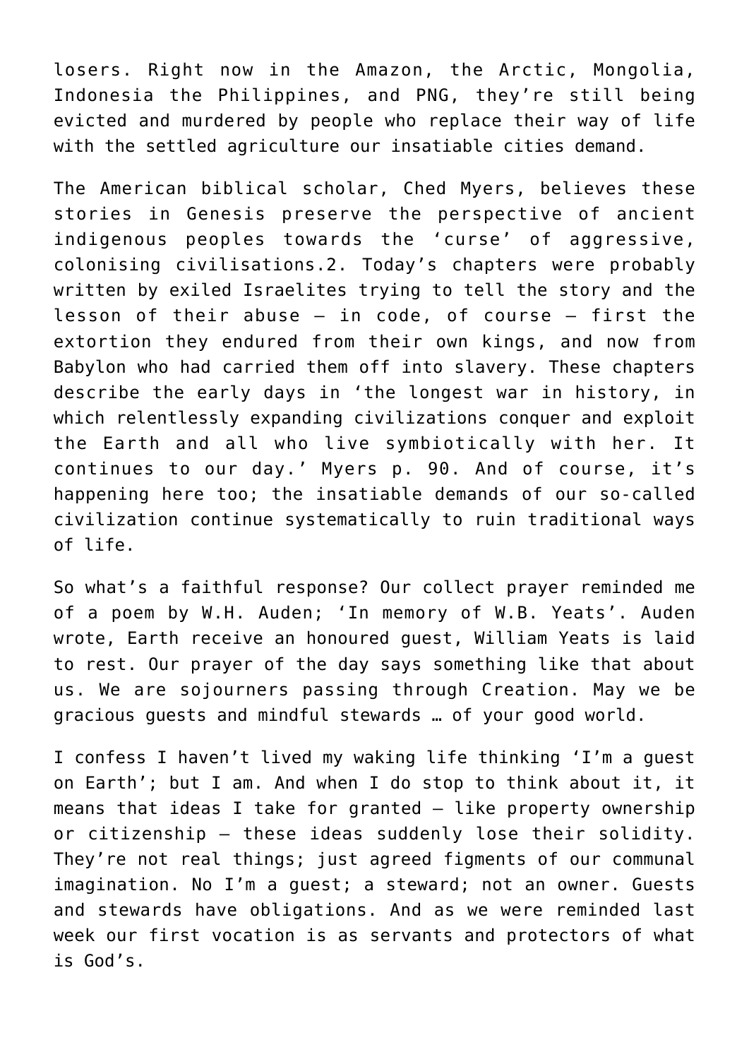losers. Right now in the Amazon, the Arctic, Mongolia, Indonesia the Philippines, and PNG, they're still being evicted and murdered by people who replace their way of life with the settled agriculture our insatiable cities demand.

The American biblical scholar, Ched Myers, believes these stories in Genesis preserve the perspective of ancient indigenous peoples towards the 'curse' of aggressive, colonising civilisations.2. Today's chapters were probably written by exiled Israelites trying to tell the story and the lesson of their abuse – in code, of course – first the extortion they endured from their own kings, and now from Babylon who had carried them off into slavery. These chapters describe the early days in 'the longest war in history, in which relentlessly expanding civilizations conquer and exploit the Earth and all who live symbiotically with her. It continues to our day.' Myers p. 90. And of course, it's happening here too; the insatiable demands of our so-called civilization continue systematically to ruin traditional ways of life.

So what's a faithful response? Our collect prayer reminded me of a poem by W.H. Auden; 'In memory of W.B. Yeats'. Auden wrote, Earth receive an honoured guest, William Yeats is laid to rest. Our prayer of the day says something like that about us. We are sojourners passing through Creation. May we be gracious guests and mindful stewards … of your good world.

I confess I haven't lived my waking life thinking 'I'm a guest on Earth'; but I am. And when I do stop to think about it, it means that ideas I take for granted – like property ownership or citizenship – these ideas suddenly lose their solidity. They're not real things; just agreed figments of our communal imagination. No I'm a guest; a steward; not an owner. Guests and stewards have obligations. And as we were reminded last week our first vocation is as servants and protectors of what is God's.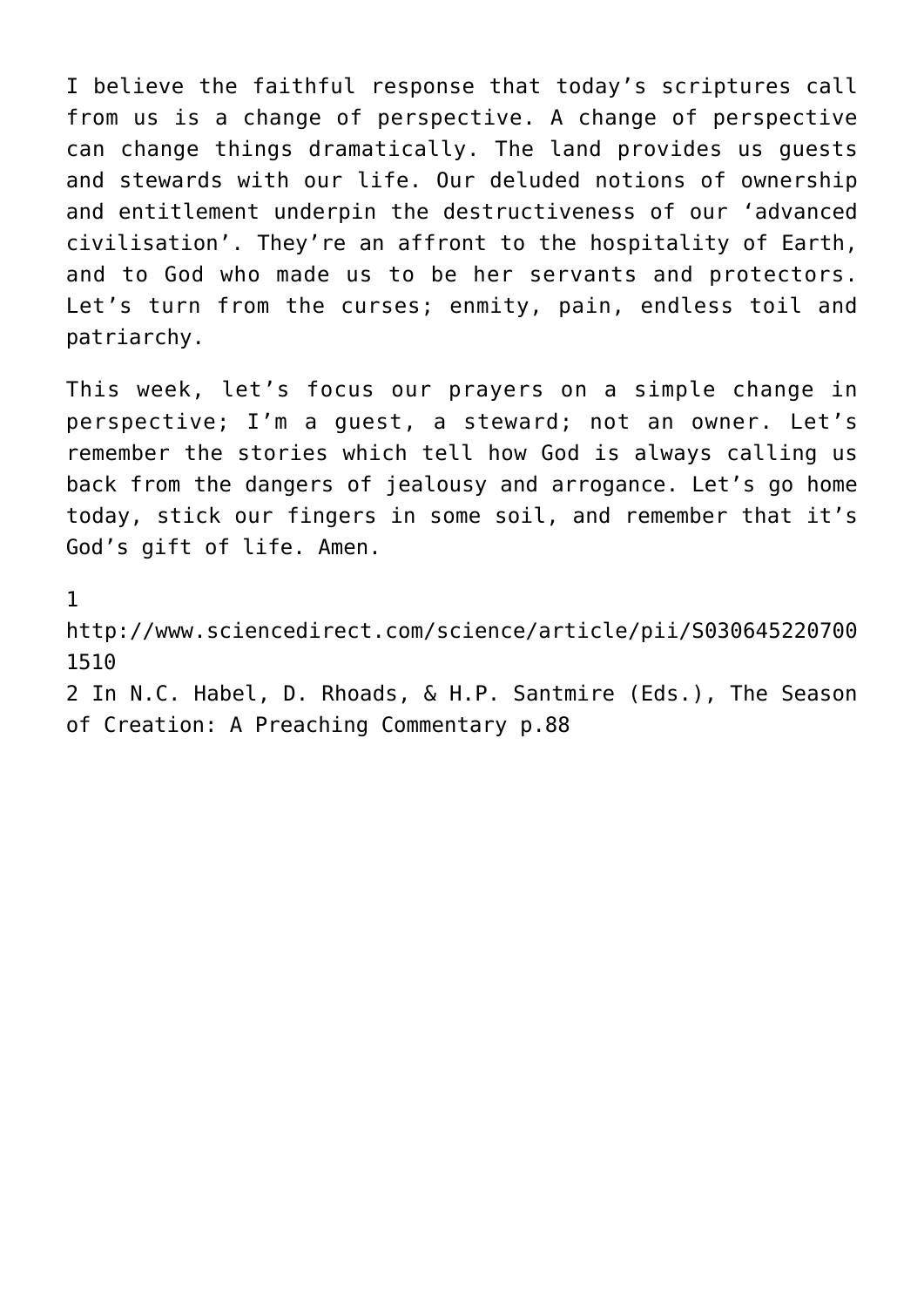I believe the faithful response that today's scriptures call from us is a change of perspective. A change of perspective can change things dramatically. The land provides us guests and stewards with our life. Our deluded notions of ownership and entitlement underpin the destructiveness of our 'advanced civilisation'. They're an affront to the hospitality of Earth, and to God who made us to be her servants and protectors. Let's turn from the curses; enmity, pain, endless toil and patriarchy.

This week, let's focus our prayers on a simple change in perspective; I'm a guest, a steward; not an owner. Let's remember the stories which tell how God is always calling us back from the dangers of jealousy and arrogance. Let's go home today, stick our fingers in some soil, and remember that it's God's gift of life. Amen.

1 http://www.sciencedirect.com/science/article/pii/S0306452207001510

2 In N.C. Habel, D. Rhoads, & H.P. Santmire (Eds.), The Season of Creation: A Preaching Commentary p.88